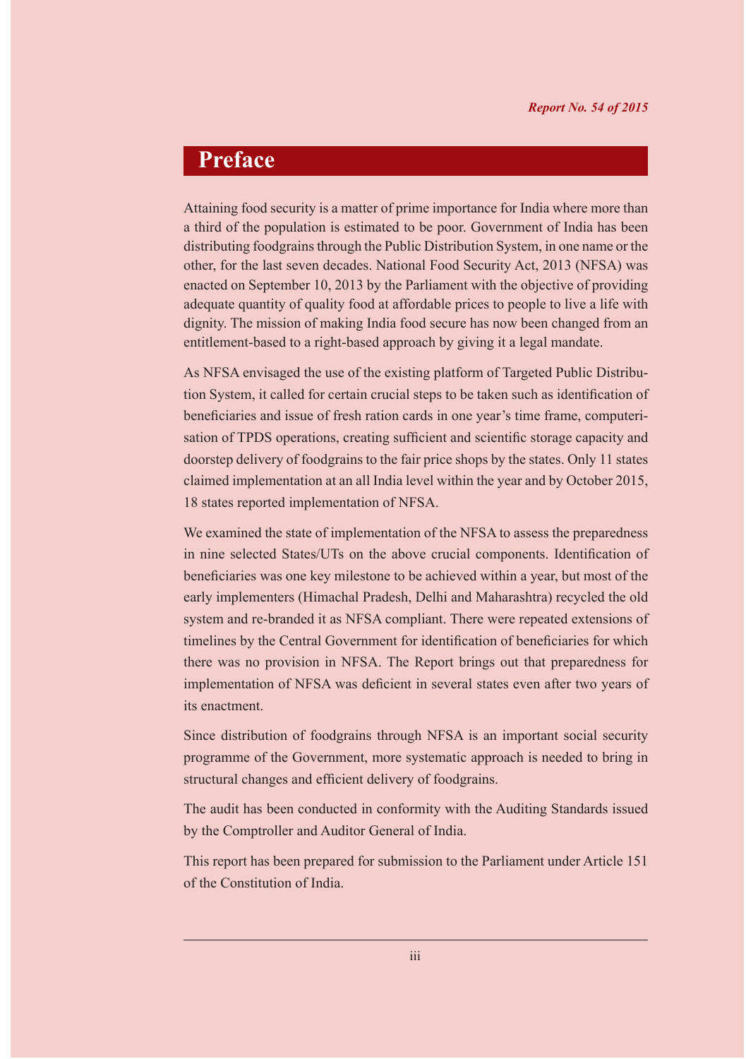# Preface

Attaining food security is a matter of prime importance for India where more than a third of the population is estimated to be poor. Government of India has been distributing foodgrains through the Public Distribution System, in one name or the other, for the last seven decades. National Food Security Act, 2013 (NFSA) was enacted on September 10, 2013 by the Parliament with the objective of providing adequate quantity of quality food at affordable prices to people to live a life with dignity. The mission of making India food secure has now been changed from an entitlement-based to a right-based approach by giving it a legal mandate.

As NFSA envisaged the use of the existing platform of Targeted Public Distribution System, it called for certain crucial steps to be taken such as identification of beneficiaries and issue of fresh ration cards in one year's time frame, computerisation of TPDS operations, creating sufficient and scientific storage capacity and doorstep delivery of foodgrains to the fair price shops by the states. Only 11 states claimed implementation at an all India level within the year and by October 2015, 18 states reported implementation of NFSA.

We examined the state of implementation of the NFSA to assess the preparedness in nine selected States/UTs on the above crucial components. Identification of beneficiaries was one key milestone to be achieved within a year, but most of the early implementers (Himachal Pradesh, Delhi and Maharashtra) recycled the old system and re-branded it as NFSA compliant. There were repeated extensions of timelines by the Central Government for identification of beneficiaries for which there was no provision in NFSA. The Report brings out that preparedness for implementation of NFSA was deficient in several states even after two years of its enactment.

Since distribution of foodgrains through NFSA is an important social security programme of the Government, more systematic approach is needed to bring in structural changes and efficient delivery of foodgrains.

The audit has been conducted in conformity with the Auditing Standards issued by the Comptroller and Auditor General of India.

This report has been prepared for submission to the Parliament under Article 151 of the Constitution of India.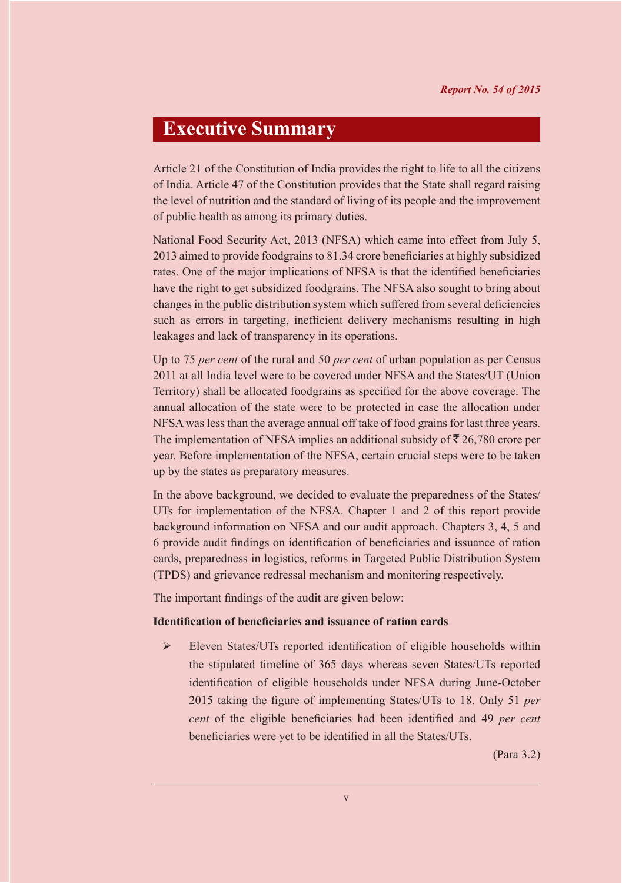# Executive Summary

Article 21 of the Constitution of India provides the right to life to all the citizens of India. Article 47 of the Constitution provides that the State shall regard raising the level of nutrition and the standard of living of its people and the improvement of public health as among its primary duties.

National Food Security Act, 2013 (NFSA) which came into effect from July 5, 2013 aimed to provide foodgrains to 81.34 crore beneficiaries at highly subsidized rates. One of the major implications of NFSA is that the identified beneficiaries have the right to get subsidized foodgrains. The NFSA also sought to bring about changes in the public distribution system which suffered from several deficiencies such as errors in targeting, inefficient delivery mechanisms resulting in high leakages and lack of transparency in its operations.

Up to 75 *per cent* of the rural and 50 *per cent* of urban population as per Census 2011 at all India level were to be covered under NFSA and the States/UT (Union Territory) shall be allocated foodgrains as specified for the above coverage. The annual allocation of the state were to be protected in case the allocation under NFSA was less than the average annual off take of food grains for last three years. The implementation of NFSA implies an additional subsidy of ₹ 26,780 crore per year. Before implementation of the NFSA, certain crucial steps were to be taken up by the states as preparatory measures.

In the above background, we decided to evaluate the preparedness of the States/UTs for implementation of the NFSA. Chapter 1 and 2 of this report provide background information on NFSA and our audit approach. Chapters 3, 4, 5 and 6 provide audit findings on identification of beneficiaries and issuance of ration cards, preparedness in logistics, reforms in Targeted Public Distribution System (TPDS) and grievance redressal mechanism and monitoring respectively.

The important findings of the audit are given below:

**Identification of beneficiaries and issuance of ration cards**

- Eleven States/UTs reported identification of eligible households within the stipulated timeline of 365 days whereas seven States/UTs reported identification of eligible households under NFSA during June-October 2015 taking the figure of implementing States/UTs to 18. Only 51 *per cent* of the eligible beneficiaries had been identified and 49 *per cent* beneficiaries were yet to be identified in all the States/UTs.

  (Para 3.2)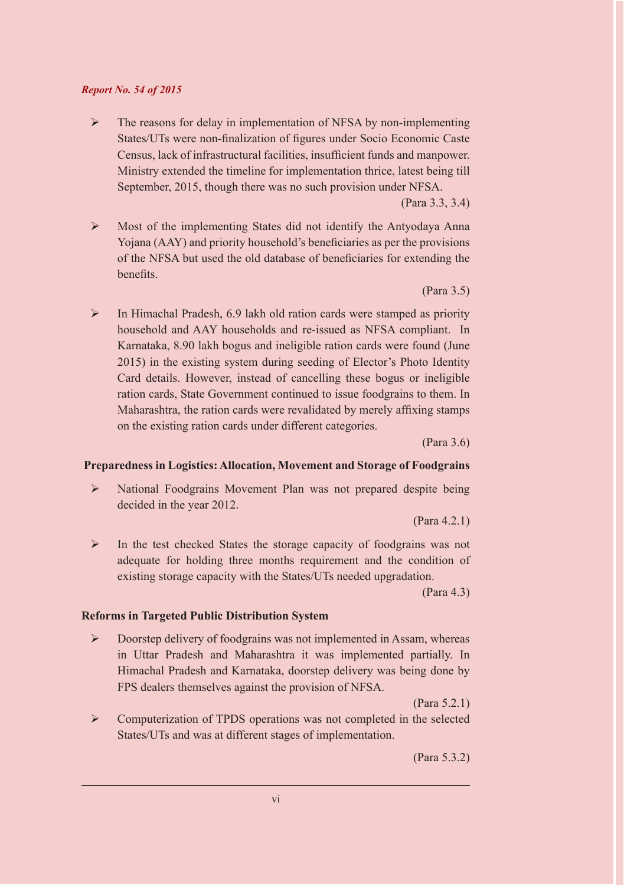- The reasons for delay in implementation of NFSA by non-implementing States/UTs were non-finalization of figures under Socio Economic Caste Census, lack of infrastructural facilities, insufficient funds and manpower. Ministry extended the timeline for implementation thrice, latest being till September, 2015, though there was no such provision under NFSA.

  (Para 3.3, 3.4)

- Most of the implementing States did not identify the Antyodaya Anna Yojana (AAY) and priority household's beneficiaries as per the provisions of the NFSA but used the old database of beneficiaries for extending the benefits.

  (Para 3.5)

- In Himachal Pradesh, 6.9 lakh old ration cards were stamped as priority household and AAY households and re-issued as NFSA compliant. In Karnataka, 8.90 lakh bogus and ineligible ration cards were found (June 2015) in the existing system during seeding of Elector's Photo Identity Card details. However, instead of cancelling these bogus or ineligible ration cards, State Government continued to issue foodgrains to them. In Maharashtra, the ration cards were revalidated by merely affixing stamps on the existing ration cards under different categories.

  (Para 3.6)

**Preparedness in Logistics: Allocation, Movement and Storage of Foodgrains**

- National Foodgrains Movement Plan was not prepared despite being decided in the year 2012.

  (Para 4.2.1)

- In the test checked States the storage capacity of foodgrains was not adequate for holding three months requirement and the condition of existing storage capacity with the States/UTs needed upgradation.

  (Para 4.3)

**Reforms in Targeted Public Distribution System**

- Doorstep delivery of foodgrains was not implemented in Assam, whereas in Uttar Pradesh and Maharashtra it was implemented partially. In Himachal Pradesh and Karnataka, doorstep delivery was being done by FPS dealers themselves against the provision of NFSA.

  (Para 5.2.1)

- Computerization of TPDS operations was not completed in the selected States/UTs and was at different stages of implementation.

  (Para 5.3.2)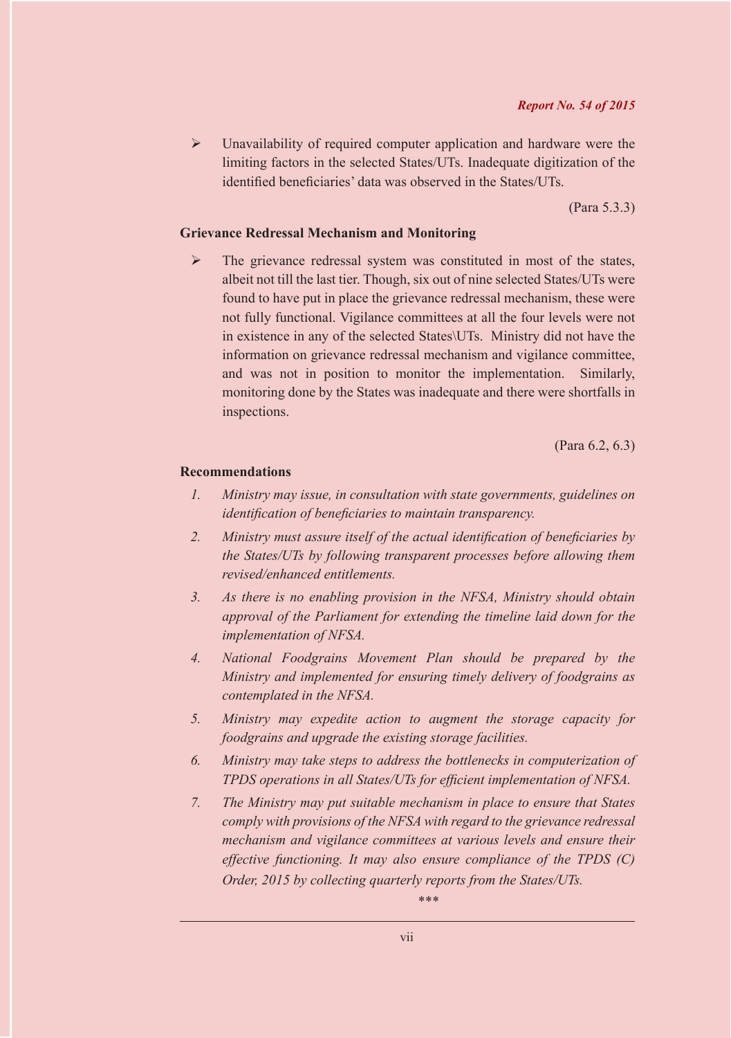- Unavailability of required computer application and hardware were the limiting factors in the selected States/UTs. Inadequate digitization of the identified beneficiaries' data was observed in the States/UTs.

(Para 5.3.3)

**Grievance Redressal Mechanism and Monitoring**

- The grievance redressal system was constituted in most of the states, albeit not till the last tier. Though, six out of nine selected States/UTs were found to have put in place the grievance redressal mechanism, these were not fully functional. Vigilance committees at all the four levels were not in existence in any of the selected States\UTs. Ministry did not have the information on grievance redressal mechanism and vigilance committee, and was not in position to monitor the implementation. Similarly, monitoring done by the States was inadequate and there were shortfalls in inspections.

(Para 6.2, 6.3)

**Recommendations**

1. *Ministry may issue, in consultation with state governments, guidelines on identification of beneficiaries to maintain transparency.*
2. *Ministry must assure itself of the actual identification of beneficiaries by the States/UTs by following transparent processes before allowing them revised/enhanced entitlements.*
3. *As there is no enabling provision in the NFSA, Ministry should obtain approval of the Parliament for extending the timeline laid down for the implementation of NFSA.*
4. *National Foodgrains Movement Plan should be prepared by the Ministry and implemented for ensuring timely delivery of foodgrains as contemplated in the NFSA.*
5. *Ministry may expedite action to augment the storage capacity for foodgrains and upgrade the existing storage facilities.*
6. *Ministry may take steps to address the bottlenecks in computerization of TPDS operations in all States/UTs for efficient implementation of NFSA.*
7. *The Ministry may put suitable mechanism in place to ensure that States comply with provisions of the NFSA with regard to the grievance redressal mechanism and vigilance committees at various levels and ensure their effective functioning. It may also ensure compliance of the TPDS (C) Order, 2015 by collecting quarterly reports from the States/UTs.*

***